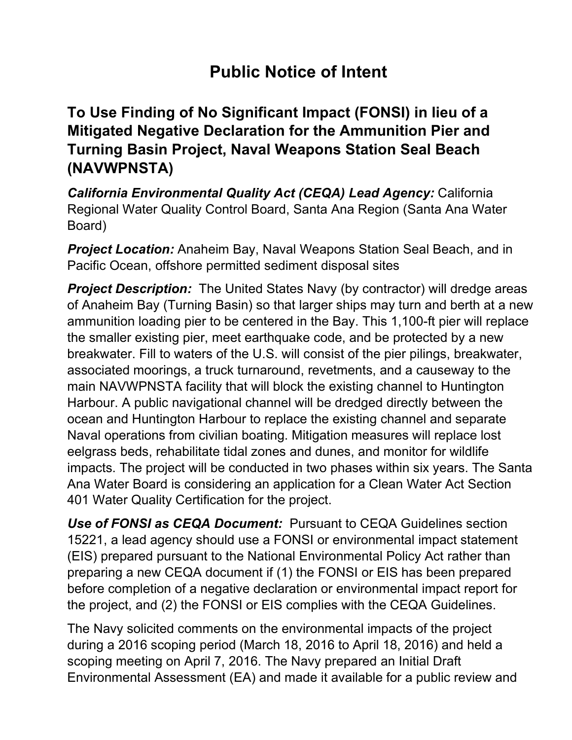# Public Notice of Intent

## To Use Finding of No Significant Impact (FONSI) in lieu of a Mitigated Negative Declaration for the Ammunition Pier and Turning Basin Project, Naval Weapons Station Seal Beach (NAVWPNSTA)

***California Environmental Quality Act (CEQA) Lead Agency:*** California Regional Water Quality Control Board, Santa Ana Region (Santa Ana Water Board)

***Project Location:*** Anaheim Bay, Naval Weapons Station Seal Beach, and in Pacific Ocean, offshore permitted sediment disposal sites

***Project Description:*** The United States Navy (by contractor) will dredge areas of Anaheim Bay (Turning Basin) so that larger ships may turn and berth at a new ammunition loading pier to be centered in the Bay. This 1,100-ft pier will replace the smaller existing pier, meet earthquake code, and be protected by a new breakwater. Fill to waters of the U.S. will consist of the pier pilings, breakwater, associated moorings, a truck turnaround, revetments, and a causeway to the main NAVWPNSTA facility that will block the existing channel to Huntington Harbour. A public navigational channel will be dredged directly between the ocean and Huntington Harbour to replace the existing channel and separate Naval operations from civilian boating. Mitigation measures will replace lost eelgrass beds, rehabilitate tidal zones and dunes, and monitor for wildlife impacts. The project will be conducted in two phases within six years. The Santa Ana Water Board is considering an application for a Clean Water Act Section 401 Water Quality Certification for the project.

***Use of FONSI as CEQA Document:*** Pursuant to CEQA Guidelines section 15221, a lead agency should use a FONSI or environmental impact statement (EIS) prepared pursuant to the National Environmental Policy Act rather than preparing a new CEQA document if (1) the FONSI or EIS has been prepared before completion of a negative declaration or environmental impact report for the project, and (2) the FONSI or EIS complies with the CEQA Guidelines.

The Navy solicited comments on the environmental impacts of the project during a 2016 scoping period (March 18, 2016 to April 18, 2016) and held a scoping meeting on April 7, 2016. The Navy prepared an Initial Draft Environmental Assessment (EA) and made it available for a public review and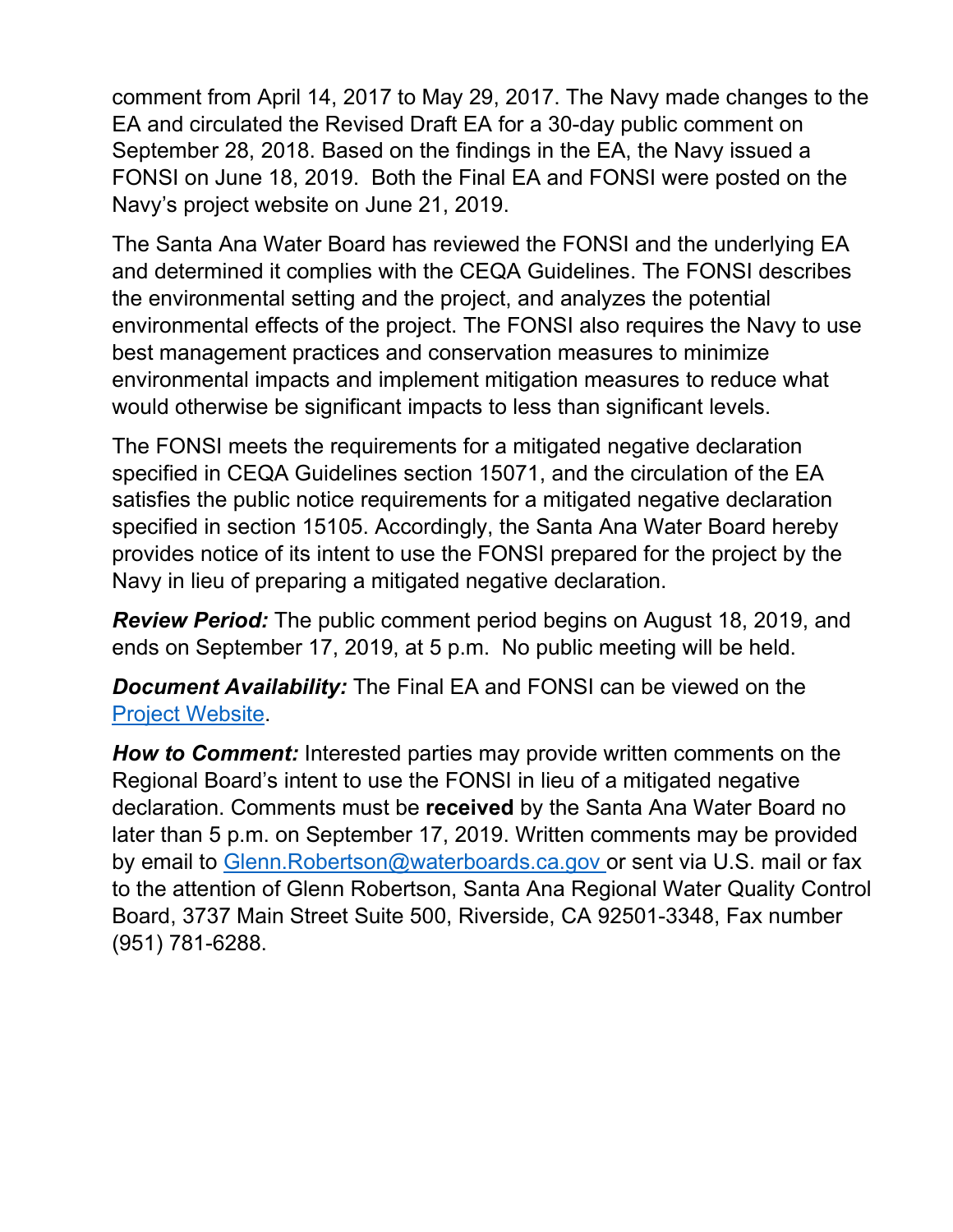comment from April 14, 2017 to May 29, 2017. The Navy made changes to the EA and circulated the Revised Draft EA for a 30-day public comment on September 28, 2018. Based on the findings in the EA, the Navy issued a FONSI on June 18, 2019. Both the Final EA and FONSI were posted on the Navy's project website on June 21, 2019.

The Santa Ana Water Board has reviewed the FONSI and the underlying EA and determined it complies with the CEQA Guidelines. The FONSI describes the environmental setting and the project, and analyzes the potential environmental effects of the project. The FONSI also requires the Navy to use best management practices and conservation measures to minimize environmental impacts and implement mitigation measures to reduce what would otherwise be significant impacts to less than significant levels.

The FONSI meets the requirements for a mitigated negative declaration specified in CEQA Guidelines section 15071, and the circulation of the EA satisfies the public notice requirements for a mitigated negative declaration specified in section 15105. Accordingly, the Santa Ana Water Board hereby provides notice of its intent to use the FONSI prepared for the project by the Navy in lieu of preparing a mitigated negative declaration.

***Review Period:*** The public comment period begins on August 18, 2019, and ends on September 17, 2019, at 5 p.m. No public meeting will be held.

***Document Availability:*** The Final EA and FONSI can be viewed on the Project Website.

***How to Comment:*** Interested parties may provide written comments on the Regional Board's intent to use the FONSI in lieu of a mitigated negative declaration. Comments must be **received** by the Santa Ana Water Board no later than 5 p.m. on September 17, 2019. Written comments may be provided by email to Glenn.Robertson@waterboards.ca.gov or sent via U.S. mail or fax to the attention of Glenn Robertson, Santa Ana Regional Water Quality Control Board, 3737 Main Street Suite 500, Riverside, CA 92501-3348, Fax number (951) 781-6288.